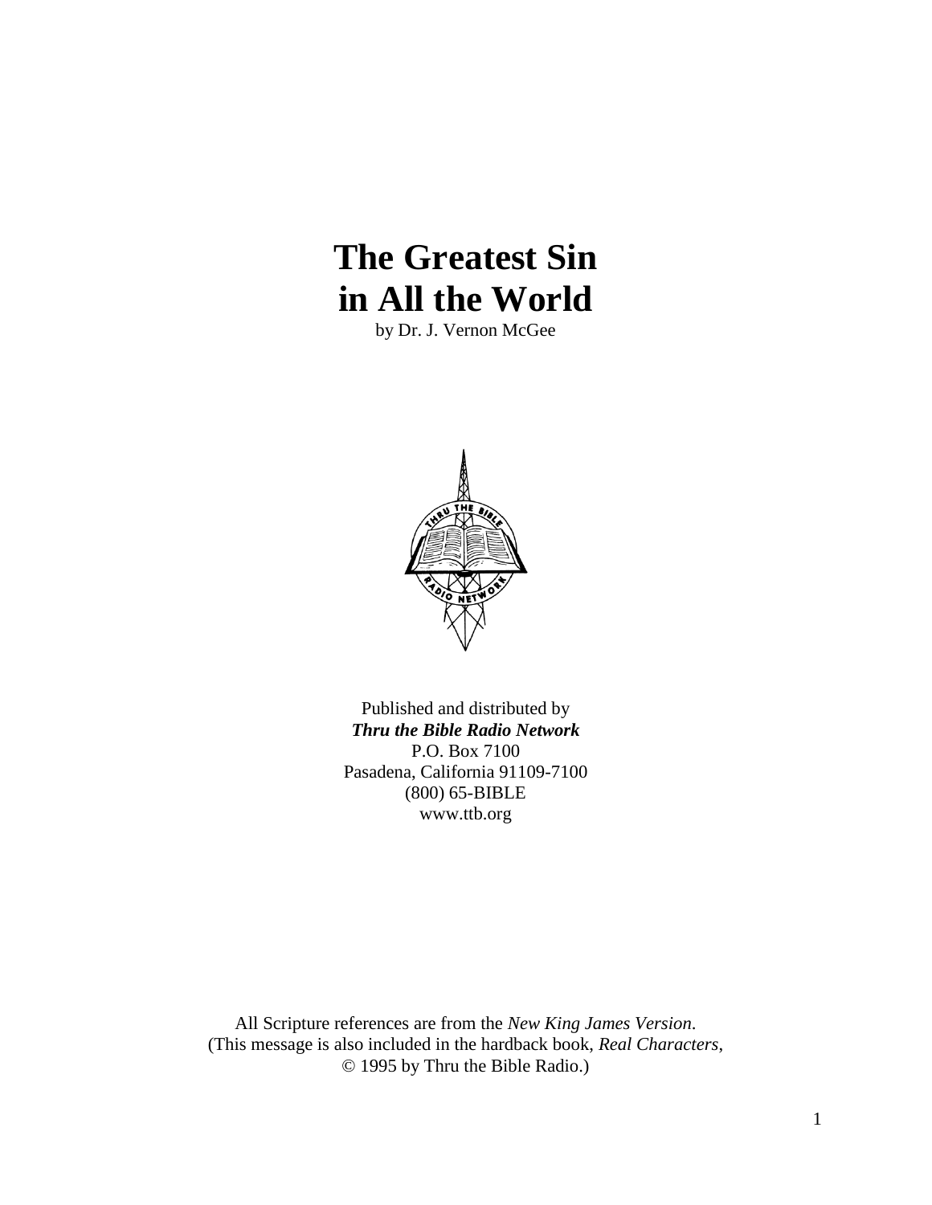# The Greatest Sin in All the World

by Dr. J. Vernon McGee

Published and distributed by
***Thru the Bible Radio Network***
P.O. Box 7100
Pasadena, California 91109-7100
(800) 65-BIBLE
www.ttb.org

All Scripture references are from the *New King James Version*.
(This message is also included in the hardback book, *Real Characters*,
© 1995 by Thru the Bible Radio.)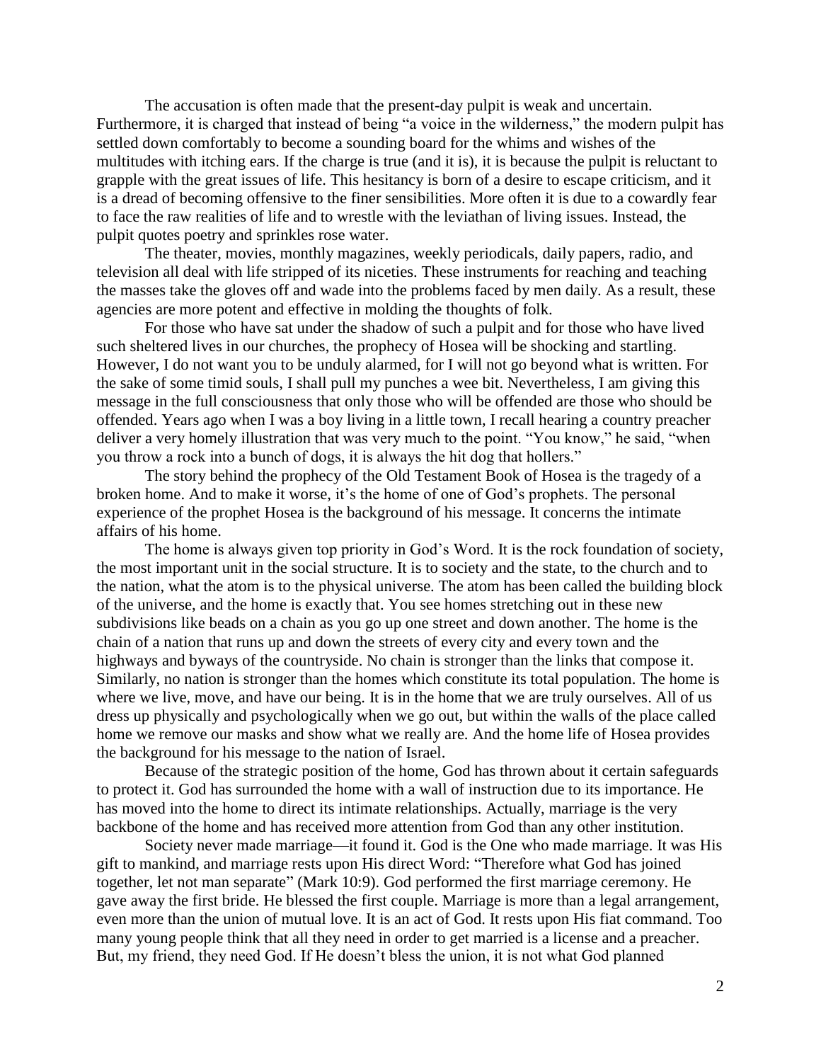The accusation is often made that the present-day pulpit is weak and uncertain. Furthermore, it is charged that instead of being "a voice in the wilderness," the modern pulpit has settled down comfortably to become a sounding board for the whims and wishes of the multitudes with itching ears. If the charge is true (and it is), it is because the pulpit is reluctant to grapple with the great issues of life. This hesitancy is born of a desire to escape criticism, and it is a dread of becoming offensive to the finer sensibilities. More often it is due to a cowardly fear to face the raw realities of life and to wrestle with the leviathan of living issues. Instead, the pulpit quotes poetry and sprinkles rose water.

The theater, movies, monthly magazines, weekly periodicals, daily papers, radio, and television all deal with life stripped of its niceties. These instruments for reaching and teaching the masses take the gloves off and wade into the problems faced by men daily. As a result, these agencies are more potent and effective in molding the thoughts of folk.

For those who have sat under the shadow of such a pulpit and for those who have lived such sheltered lives in our churches, the prophecy of Hosea will be shocking and startling. However, I do not want you to be unduly alarmed, for I will not go beyond what is written. For the sake of some timid souls, I shall pull my punches a wee bit. Nevertheless, I am giving this message in the full consciousness that only those who will be offended are those who should be offended. Years ago when I was a boy living in a little town, I recall hearing a country preacher deliver a very homely illustration that was very much to the point. "You know," he said, "when you throw a rock into a bunch of dogs, it is always the hit dog that hollers."

The story behind the prophecy of the Old Testament Book of Hosea is the tragedy of a broken home. And to make it worse, it's the home of one of God's prophets. The personal experience of the prophet Hosea is the background of his message. It concerns the intimate affairs of his home.

The home is always given top priority in God's Word. It is the rock foundation of society, the most important unit in the social structure. It is to society and the state, to the church and to the nation, what the atom is to the physical universe. The atom has been called the building block of the universe, and the home is exactly that. You see homes stretching out in these new subdivisions like beads on a chain as you go up one street and down another. The home is the chain of a nation that runs up and down the streets of every city and every town and the highways and byways of the countryside. No chain is stronger than the links that compose it. Similarly, no nation is stronger than the homes which constitute its total population. The home is where we live, move, and have our being. It is in the home that we are truly ourselves. All of us dress up physically and psychologically when we go out, but within the walls of the place called home we remove our masks and show what we really are. And the home life of Hosea provides the background for his message to the nation of Israel.

Because of the strategic position of the home, God has thrown about it certain safeguards to protect it. God has surrounded the home with a wall of instruction due to its importance. He has moved into the home to direct its intimate relationships. Actually, marriage is the very backbone of the home and has received more attention from God than any other institution.

Society never made marriage—it found it. God is the One who made marriage. It was His gift to mankind, and marriage rests upon His direct Word: "Therefore what God has joined together, let not man separate" (Mark 10:9). God performed the first marriage ceremony. He gave away the first bride. He blessed the first couple. Marriage is more than a legal arrangement, even more than the union of mutual love. It is an act of God. It rests upon His fiat command. Too many young people think that all they need in order to get married is a license and a preacher. But, my friend, they need God. If He doesn't bless the union, it is not what God planned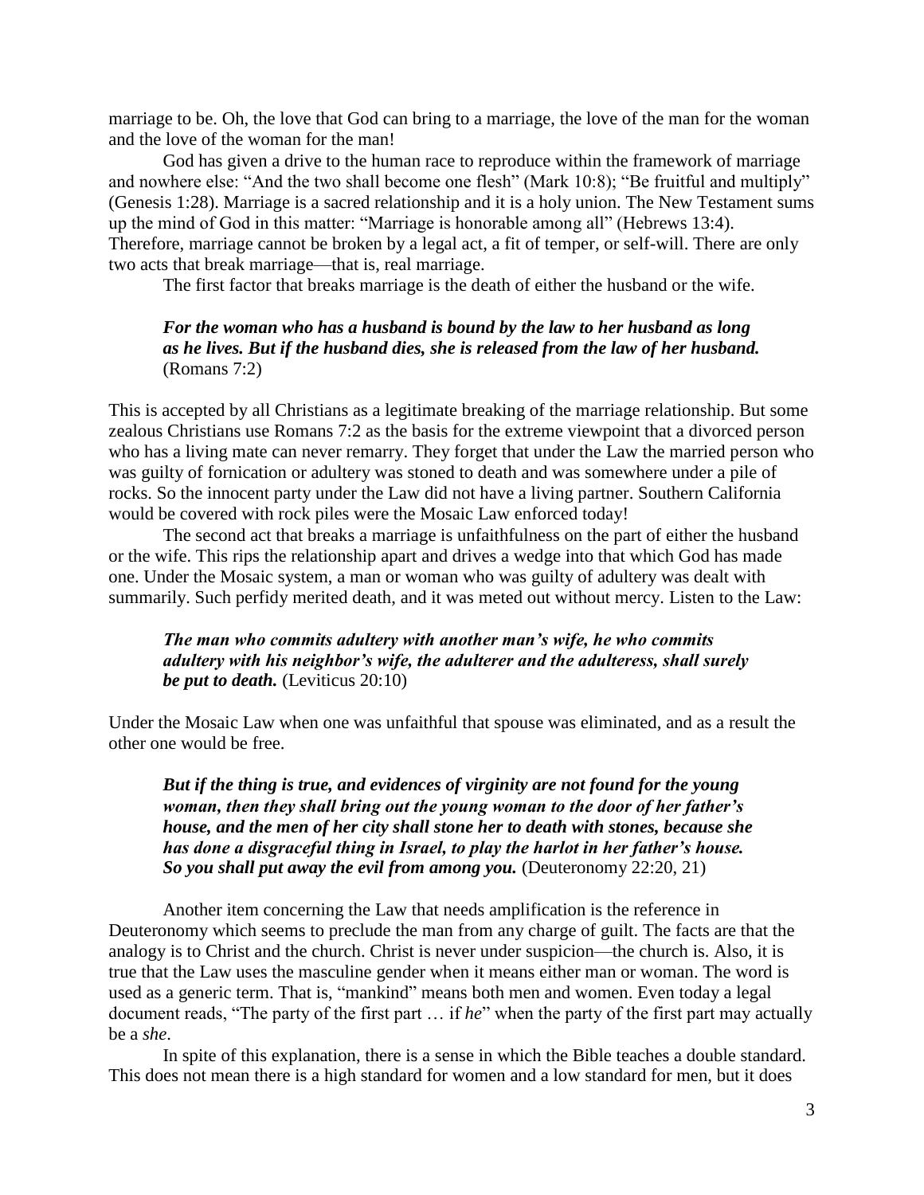marriage to be. Oh, the love that God can bring to a marriage, the love of the man for the woman and the love of the woman for the man!

God has given a drive to the human race to reproduce within the framework of marriage and nowhere else: "And the two shall become one flesh" (Mark 10:8); "Be fruitful and multiply" (Genesis 1:28). Marriage is a sacred relationship and it is a holy union. The New Testament sums up the mind of God in this matter: "Marriage is honorable among all" (Hebrews 13:4). Therefore, marriage cannot be broken by a legal act, a fit of temper, or self-will. There are only two acts that break marriage—that is, real marriage.

The first factor that breaks marriage is the death of either the husband or the wife.

> ***For the woman who has a husband is bound by the law to her husband as long as he lives. But if the husband dies, she is released from the law of her husband.*** (Romans 7:2)

This is accepted by all Christians as a legitimate breaking of the marriage relationship. But some zealous Christians use Romans 7:2 as the basis for the extreme viewpoint that a divorced person who has a living mate can never remarry. They forget that under the Law the married person who was guilty of fornication or adultery was stoned to death and was somewhere under a pile of rocks. So the innocent party under the Law did not have a living partner. Southern California would be covered with rock piles were the Mosaic Law enforced today!

The second act that breaks a marriage is unfaithfulness on the part of either the husband or the wife. This rips the relationship apart and drives a wedge into that which God has made one. Under the Mosaic system, a man or woman who was guilty of adultery was dealt with summarily. Such perfidy merited death, and it was meted out without mercy. Listen to the Law:

> ***The man who commits adultery with another man's wife, he who commits adultery with his neighbor's wife, the adulterer and the adulteress, shall surely be put to death.*** (Leviticus 20:10)

Under the Mosaic Law when one was unfaithful that spouse was eliminated, and as a result the other one would be free.

> ***But if the thing is true, and evidences of virginity are not found for the young woman, then they shall bring out the young woman to the door of her father's house, and the men of her city shall stone her to death with stones, because she has done a disgraceful thing in Israel, to play the harlot in her father's house. So you shall put away the evil from among you.*** (Deuteronomy 22:20, 21)

Another item concerning the Law that needs amplification is the reference in Deuteronomy which seems to preclude the man from any charge of guilt. The facts are that the analogy is to Christ and the church. Christ is never under suspicion—the church is. Also, it is true that the Law uses the masculine gender when it means either man or woman. The word is used as a generic term. That is, "mankind" means both men and women. Even today a legal document reads, "The party of the first part … if *he*" when the party of the first part may actually be a *she*.

In spite of this explanation, there is a sense in which the Bible teaches a double standard. This does not mean there is a high standard for women and a low standard for men, but it does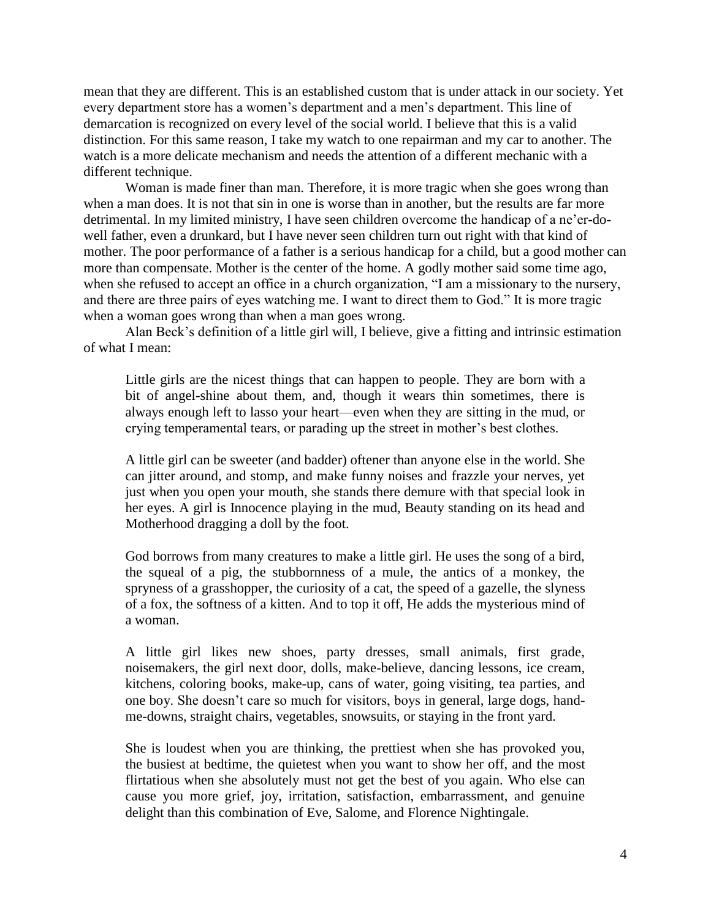mean that they are different. This is an established custom that is under attack in our society. Yet every department store has a women's department and a men's department. This line of demarcation is recognized on every level of the social world. I believe that this is a valid distinction. For this same reason, I take my watch to one repairman and my car to another. The watch is a more delicate mechanism and needs the attention of a different mechanic with a different technique.

Woman is made finer than man. Therefore, it is more tragic when she goes wrong than when a man does. It is not that sin in one is worse than in another, but the results are far more detrimental. In my limited ministry, I have seen children overcome the handicap of a ne'er-do-well father, even a drunkard, but I have never seen children turn out right with that kind of mother. The poor performance of a father is a serious handicap for a child, but a good mother can more than compensate. Mother is the center of the home. A godly mother said some time ago, when she refused to accept an office in a church organization, "I am a missionary to the nursery, and there are three pairs of eyes watching me. I want to direct them to God." It is more tragic when a woman goes wrong than when a man goes wrong.

Alan Beck's definition of a little girl will, I believe, give a fitting and intrinsic estimation of what I mean:

> Little girls are the nicest things that can happen to people. They are born with a bit of angel-shine about them, and, though it wears thin sometimes, there is always enough left to lasso your heart—even when they are sitting in the mud, or crying temperamental tears, or parading up the street in mother's best clothes.
>
> A little girl can be sweeter (and badder) oftener than anyone else in the world. She can jitter around, and stomp, and make funny noises and frazzle your nerves, yet just when you open your mouth, she stands there demure with that special look in her eyes. A girl is Innocence playing in the mud, Beauty standing on its head and Motherhood dragging a doll by the foot.
>
> God borrows from many creatures to make a little girl. He uses the song of a bird, the squeal of a pig, the stubbornness of a mule, the antics of a monkey, the spryness of a grasshopper, the curiosity of a cat, the speed of a gazelle, the slyness of a fox, the softness of a kitten. And to top it off, He adds the mysterious mind of a woman.
>
> A little girl likes new shoes, party dresses, small animals, first grade, noisemakers, the girl next door, dolls, make-believe, dancing lessons, ice cream, kitchens, coloring books, make-up, cans of water, going visiting, tea parties, and one boy. She doesn't care so much for visitors, boys in general, large dogs, hand-me-downs, straight chairs, vegetables, snowsuits, or staying in the front yard.
>
> She is loudest when you are thinking, the prettiest when she has provoked you, the busiest at bedtime, the quietest when you want to show her off, and the most flirtatious when she absolutely must not get the best of you again. Who else can cause you more grief, joy, irritation, satisfaction, embarrassment, and genuine delight than this combination of Eve, Salome, and Florence Nightingale.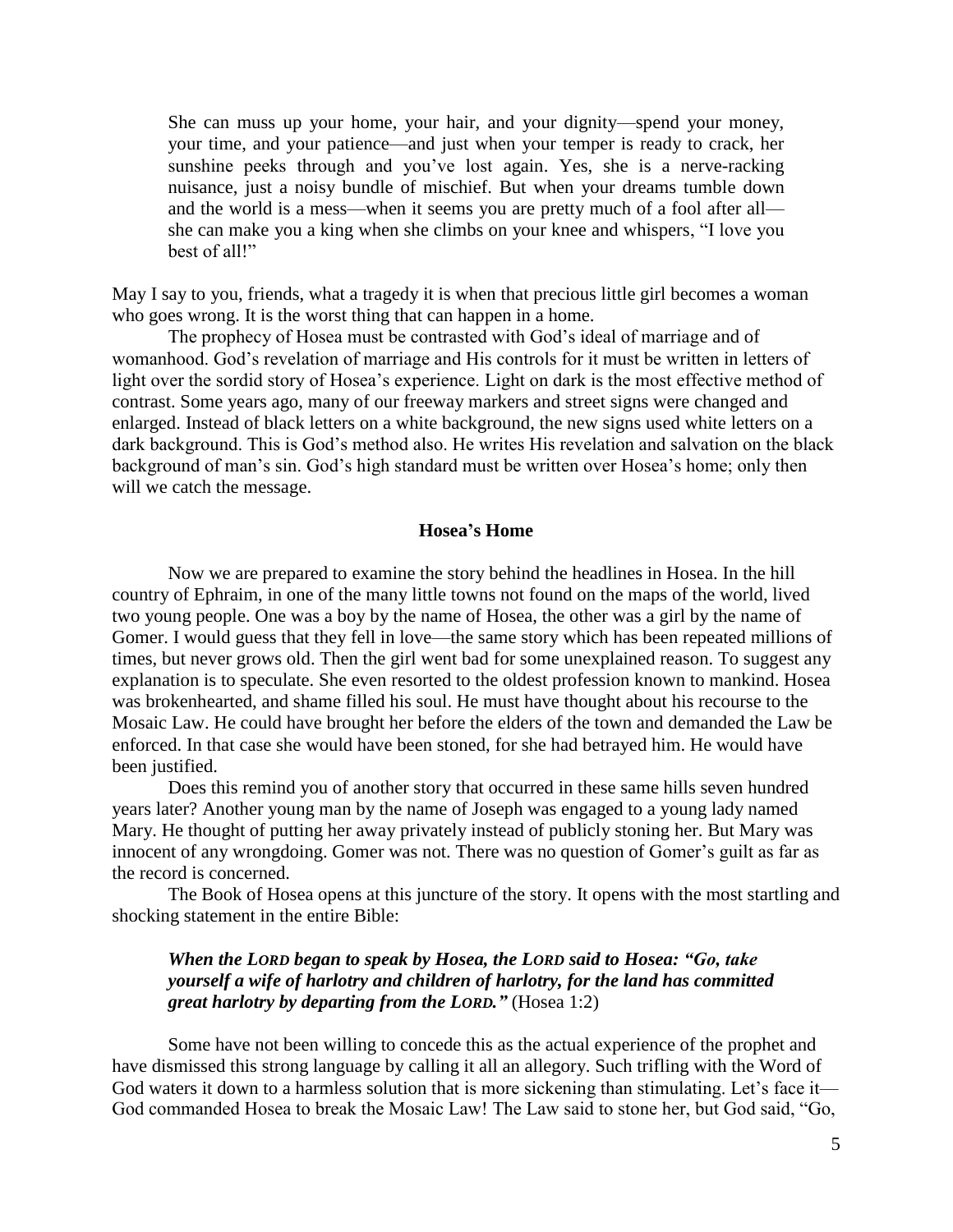> She can muss up your home, your hair, and your dignity—spend your money, your time, and your patience—and just when your temper is ready to crack, her sunshine peeks through and you've lost again. Yes, she is a nerve-racking nuisance, just a noisy bundle of mischief. But when your dreams tumble down and the world is a mess—when it seems you are pretty much of a fool after all—she can make you a king when she climbs on your knee and whispers, "I love you best of all!"

May I say to you, friends, what a tragedy it is when that precious little girl becomes a woman who goes wrong. It is the worst thing that can happen in a home.

The prophecy of Hosea must be contrasted with God's ideal of marriage and of womanhood. God's revelation of marriage and His controls for it must be written in letters of light over the sordid story of Hosea's experience. Light on dark is the most effective method of contrast. Some years ago, many of our freeway markers and street signs were changed and enlarged. Instead of black letters on a white background, the new signs used white letters on a dark background. This is God's method also. He writes His revelation and salvation on the black background of man's sin. God's high standard must be written over Hosea's home; only then will we catch the message.

### Hosea's Home

Now we are prepared to examine the story behind the headlines in Hosea. In the hill country of Ephraim, in one of the many little towns not found on the maps of the world, lived two young people. One was a boy by the name of Hosea, the other was a girl by the name of Gomer. I would guess that they fell in love—the same story which has been repeated millions of times, but never grows old. Then the girl went bad for some unexplained reason. To suggest any explanation is to speculate. She even resorted to the oldest profession known to mankind. Hosea was brokenhearted, and shame filled his soul. He must have thought about his recourse to the Mosaic Law. He could have brought her before the elders of the town and demanded the Law be enforced. In that case she would have been stoned, for she had betrayed him. He would have been justified.

Does this remind you of another story that occurred in these same hills seven hundred years later? Another young man by the name of Joseph was engaged to a young lady named Mary. He thought of putting her away privately instead of publicly stoning her. But Mary was innocent of any wrongdoing. Gomer was not. There was no question of Gomer's guilt as far as the record is concerned.

The Book of Hosea opens at this juncture of the story. It opens with the most startling and shocking statement in the entire Bible:

> ***When the LORD began to speak by Hosea, the LORD said to Hosea: "Go, take yourself a wife of harlotry and children of harlotry, for the land has committed great harlotry by departing from the LORD."*** (Hosea 1:2)

Some have not been willing to concede this as the actual experience of the prophet and have dismissed this strong language by calling it all an allegory. Such trifling with the Word of God waters it down to a harmless solution that is more sickening than stimulating. Let's face it—God commanded Hosea to break the Mosaic Law! The Law said to stone her, but God said, "Go,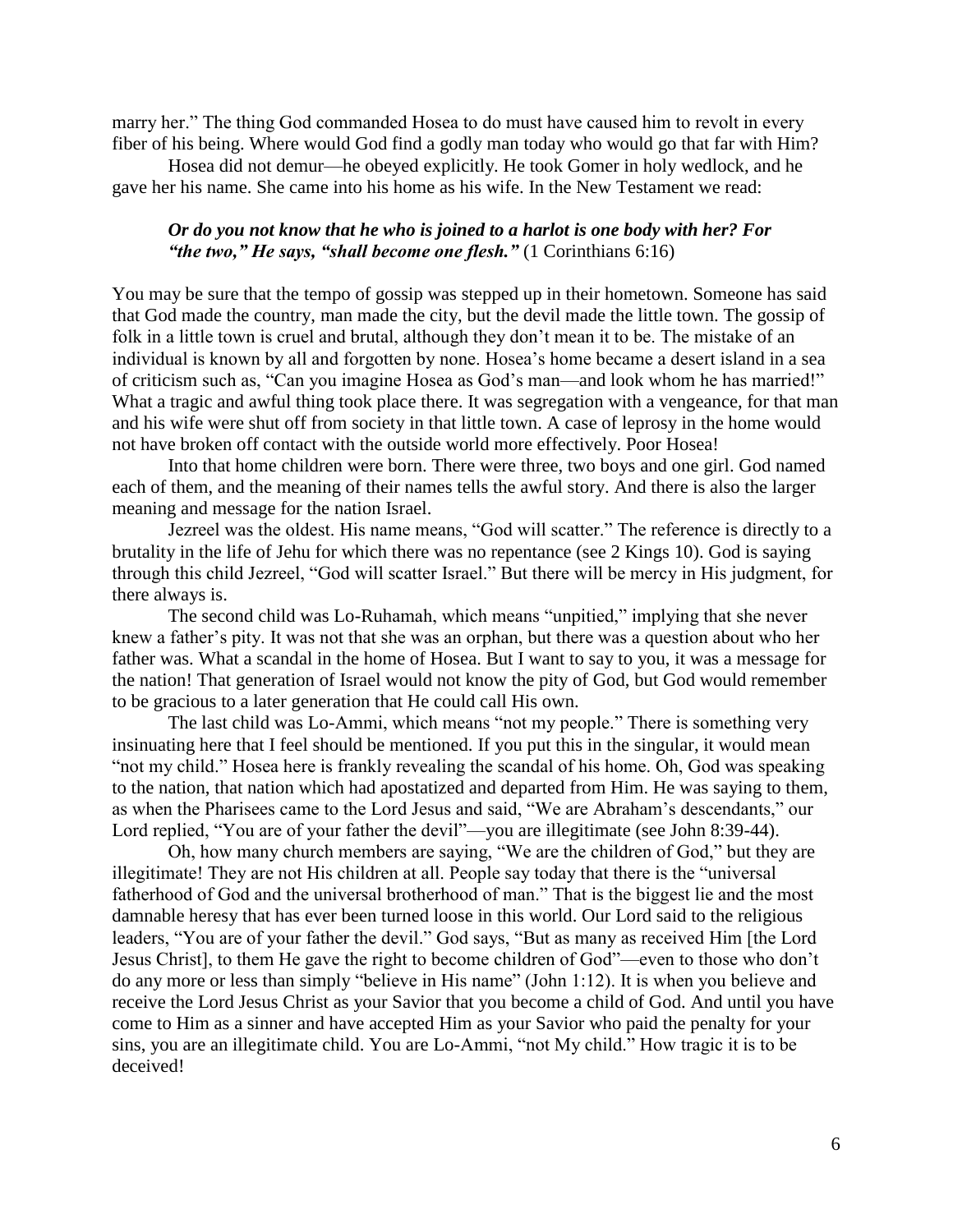marry her." The thing God commanded Hosea to do must have caused him to revolt in every fiber of his being. Where would God find a godly man today who would go that far with Him?

Hosea did not demur—he obeyed explicitly. He took Gomer in holy wedlock, and he gave her his name. She came into his home as his wife. In the New Testament we read:

> ***Or do you not know that he who is joined to a harlot is one body with her? For "the two," He says, "shall become one flesh."*** (1 Corinthians 6:16)

You may be sure that the tempo of gossip was stepped up in their hometown. Someone has said that God made the country, man made the city, but the devil made the little town. The gossip of folk in a little town is cruel and brutal, although they don't mean it to be. The mistake of an individual is known by all and forgotten by none. Hosea's home became a desert island in a sea of criticism such as, "Can you imagine Hosea as God's man—and look whom he has married!" What a tragic and awful thing took place there. It was segregation with a vengeance, for that man and his wife were shut off from society in that little town. A case of leprosy in the home would not have broken off contact with the outside world more effectively. Poor Hosea!

Into that home children were born. There were three, two boys and one girl. God named each of them, and the meaning of their names tells the awful story. And there is also the larger meaning and message for the nation Israel.

Jezreel was the oldest. His name means, "God will scatter." The reference is directly to a brutality in the life of Jehu for which there was no repentance (see 2 Kings 10). God is saying through this child Jezreel, "God will scatter Israel." But there will be mercy in His judgment, for there always is.

The second child was Lo-Ruhamah, which means "unpitied," implying that she never knew a father's pity. It was not that she was an orphan, but there was a question about who her father was. What a scandal in the home of Hosea. But I want to say to you, it was a message for the nation! That generation of Israel would not know the pity of God, but God would remember to be gracious to a later generation that He could call His own.

The last child was Lo-Ammi, which means "not my people." There is something very insinuating here that I feel should be mentioned. If you put this in the singular, it would mean "not my child." Hosea here is frankly revealing the scandal of his home. Oh, God was speaking to the nation, that nation which had apostatized and departed from Him. He was saying to them, as when the Pharisees came to the Lord Jesus and said, "We are Abraham's descendants," our Lord replied, "You are of your father the devil"—you are illegitimate (see John 8:39-44).

Oh, how many church members are saying, "We are the children of God," but they are illegitimate! They are not His children at all. People say today that there is the "universal fatherhood of God and the universal brotherhood of man." That is the biggest lie and the most damnable heresy that has ever been turned loose in this world. Our Lord said to the religious leaders, "You are of your father the devil." God says, "But as many as received Him [the Lord Jesus Christ], to them He gave the right to become children of God"—even to those who don't do any more or less than simply "believe in His name" (John 1:12). It is when you believe and receive the Lord Jesus Christ as your Savior that you become a child of God. And until you have come to Him as a sinner and have accepted Him as your Savior who paid the penalty for your sins, you are an illegitimate child. You are Lo-Ammi, "not My child." How tragic it is to be deceived!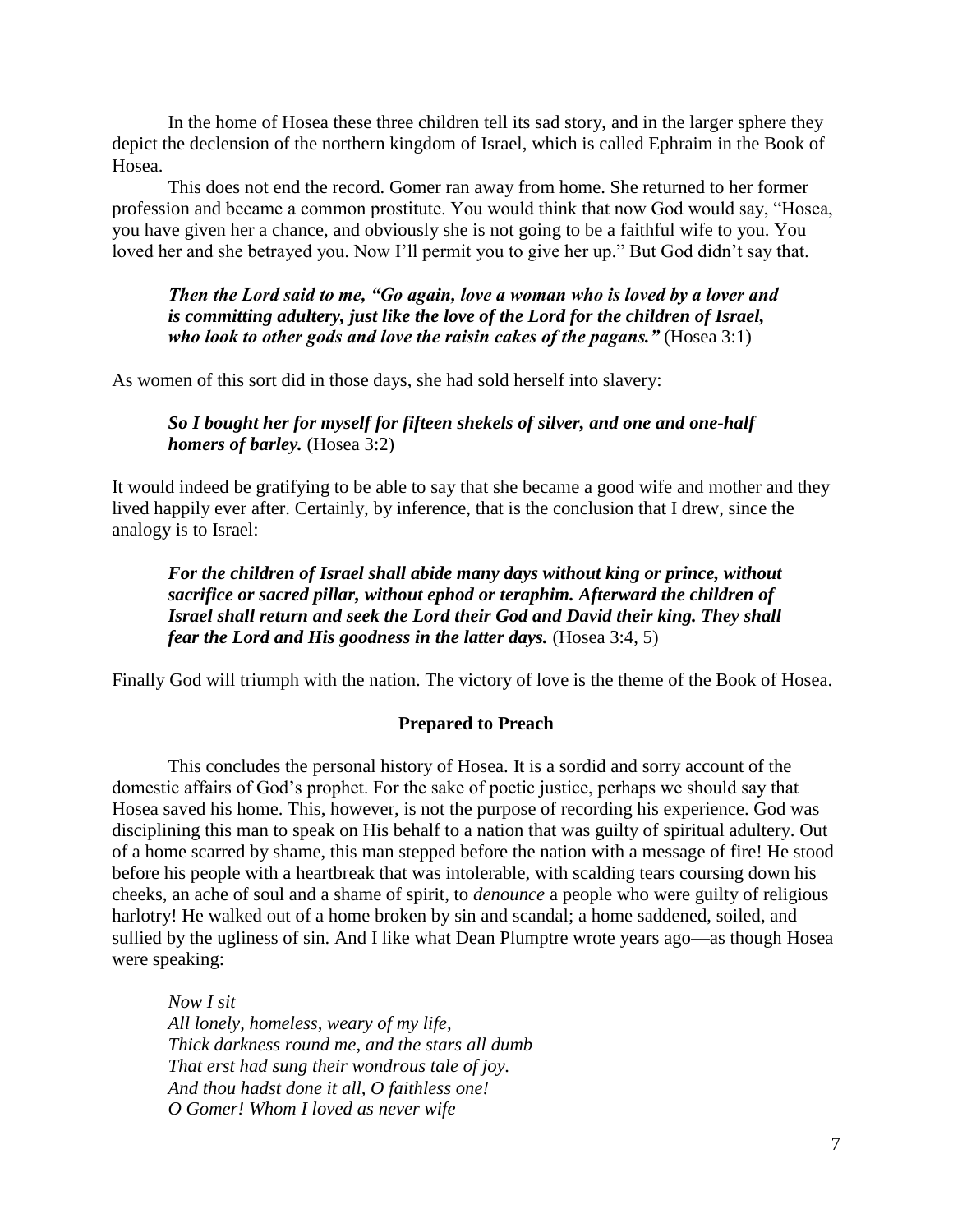In the home of Hosea these three children tell its sad story, and in the larger sphere they depict the declension of the northern kingdom of Israel, which is called Ephraim in the Book of Hosea.

This does not end the record. Gomer ran away from home. She returned to her former profession and became a common prostitute. You would think that now God would say, "Hosea, you have given her a chance, and obviously she is not going to be a faithful wife to you. You loved her and she betrayed you. Now I'll permit you to give her up." But God didn't say that.

> ***Then the Lord said to me, "Go again, love a woman who is loved by a lover and is committing adultery, just like the love of the Lord for the children of Israel, who look to other gods and love the raisin cakes of the pagans."*** (Hosea 3:1)

As women of this sort did in those days, she had sold herself into slavery:

> ***So I bought her for myself for fifteen shekels of silver, and one and one-half homers of barley.*** (Hosea 3:2)

It would indeed be gratifying to be able to say that she became a good wife and mother and they lived happily ever after. Certainly, by inference, that is the conclusion that I drew, since the analogy is to Israel:

> ***For the children of Israel shall abide many days without king or prince, without sacrifice or sacred pillar, without ephod or teraphim. Afterward the children of Israel shall return and seek the Lord their God and David their king. They shall fear the Lord and His goodness in the latter days.*** (Hosea 3:4, 5)

Finally God will triumph with the nation. The victory of love is the theme of the Book of Hosea.

## Prepared to Preach

This concludes the personal history of Hosea. It is a sordid and sorry account of the domestic affairs of God's prophet. For the sake of poetic justice, perhaps we should say that Hosea saved his home. This, however, is not the purpose of recording his experience. God was disciplining this man to speak on His behalf to a nation that was guilty of spiritual adultery. Out of a home scarred by shame, this man stepped before the nation with a message of fire! He stood before his people with a heartbreak that was intolerable, with scalding tears coursing down his cheeks, an ache of soul and a shame of spirit, to *denounce* a people who were guilty of religious harlotry! He walked out of a home broken by sin and scandal; a home saddened, soiled, and sullied by the ugliness of sin. And I like what Dean Plumptre wrote years ago—as though Hosea were speaking:

> *Now I sit*
> *All lonely, homeless, weary of my life,*
> *Thick darkness round me, and the stars all dumb*
> *That erst had sung their wondrous tale of joy.*
> *And thou hadst done it all, O faithless one!*
> *O Gomer! Whom I loved as never wife*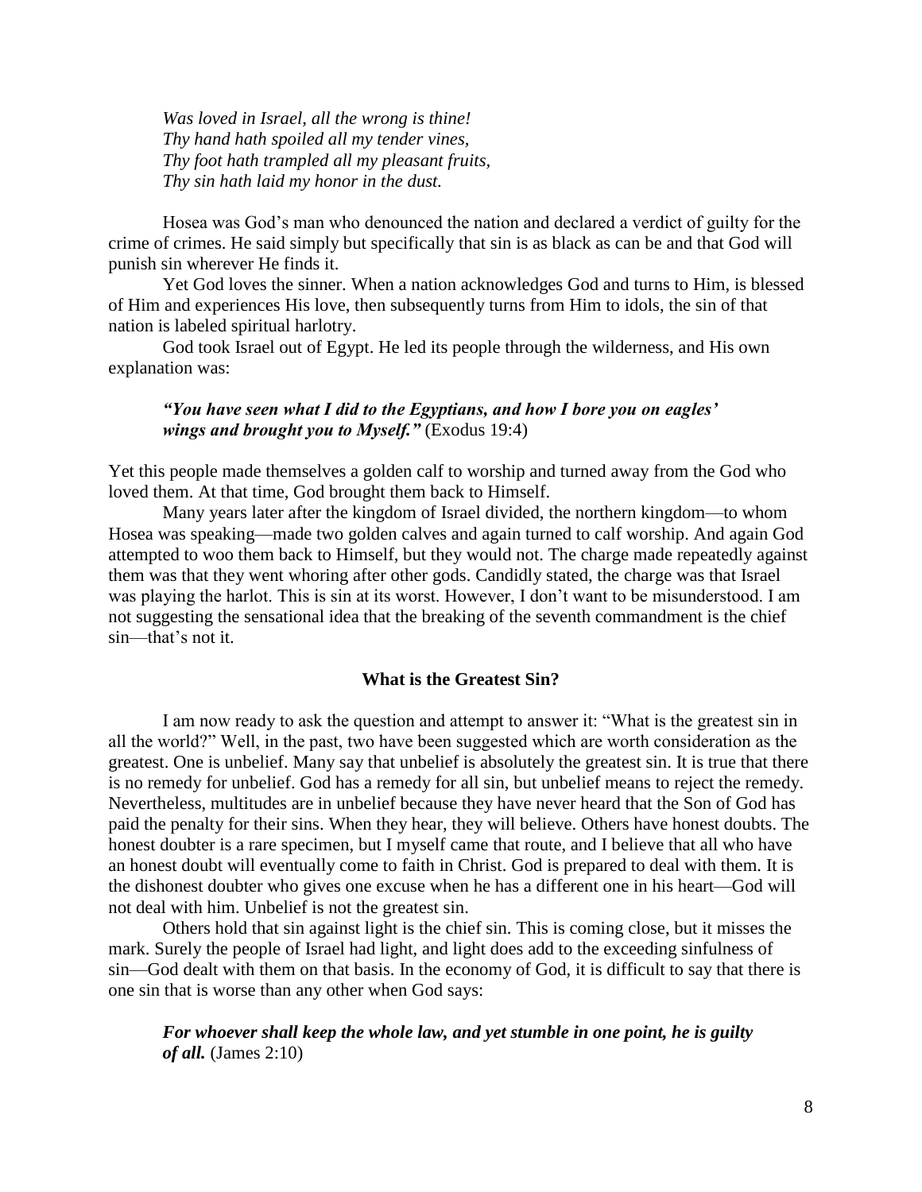*Was loved in Israel, all the wrong is thine!*
*Thy hand hath spoiled all my tender vines,*
*Thy foot hath trampled all my pleasant fruits,*
*Thy sin hath laid my honor in the dust.*

Hosea was God's man who denounced the nation and declared a verdict of guilty for the crime of crimes. He said simply but specifically that sin is as black as can be and that God will punish sin wherever He finds it.

Yet God loves the sinner. When a nation acknowledges God and turns to Him, is blessed of Him and experiences His love, then subsequently turns from Him to idols, the sin of that nation is labeled spiritual harlotry.

God took Israel out of Egypt. He led its people through the wilderness, and His own explanation was:

> ***"You have seen what I did to the Egyptians, and how I bore you on eagles' wings and brought you to Myself."*** (Exodus 19:4)

Yet this people made themselves a golden calf to worship and turned away from the God who loved them. At that time, God brought them back to Himself.

Many years later after the kingdom of Israel divided, the northern kingdom—to whom Hosea was speaking—made two golden calves and again turned to calf worship. And again God attempted to woo them back to Himself, but they would not. The charge made repeatedly against them was that they went whoring after other gods. Candidly stated, the charge was that Israel was playing the harlot. This is sin at its worst. However, I don't want to be misunderstood. I am not suggesting the sensational idea that the breaking of the seventh commandment is the chief sin—that's not it.

### What is the Greatest Sin?

I am now ready to ask the question and attempt to answer it: "What is the greatest sin in all the world?" Well, in the past, two have been suggested which are worth consideration as the greatest. One is unbelief. Many say that unbelief is absolutely the greatest sin. It is true that there is no remedy for unbelief. God has a remedy for all sin, but unbelief means to reject the remedy. Nevertheless, multitudes are in unbelief because they have never heard that the Son of God has paid the penalty for their sins. When they hear, they will believe. Others have honest doubts. The honest doubter is a rare specimen, but I myself came that route, and I believe that all who have an honest doubt will eventually come to faith in Christ. God is prepared to deal with them. It is the dishonest doubter who gives one excuse when he has a different one in his heart—God will not deal with him. Unbelief is not the greatest sin.

Others hold that sin against light is the chief sin. This is coming close, but it misses the mark. Surely the people of Israel had light, and light does add to the exceeding sinfulness of sin—God dealt with them on that basis. In the economy of God, it is difficult to say that there is one sin that is worse than any other when God says:

> ***For whoever shall keep the whole law, and yet stumble in one point, he is guilty of all.*** (James 2:10)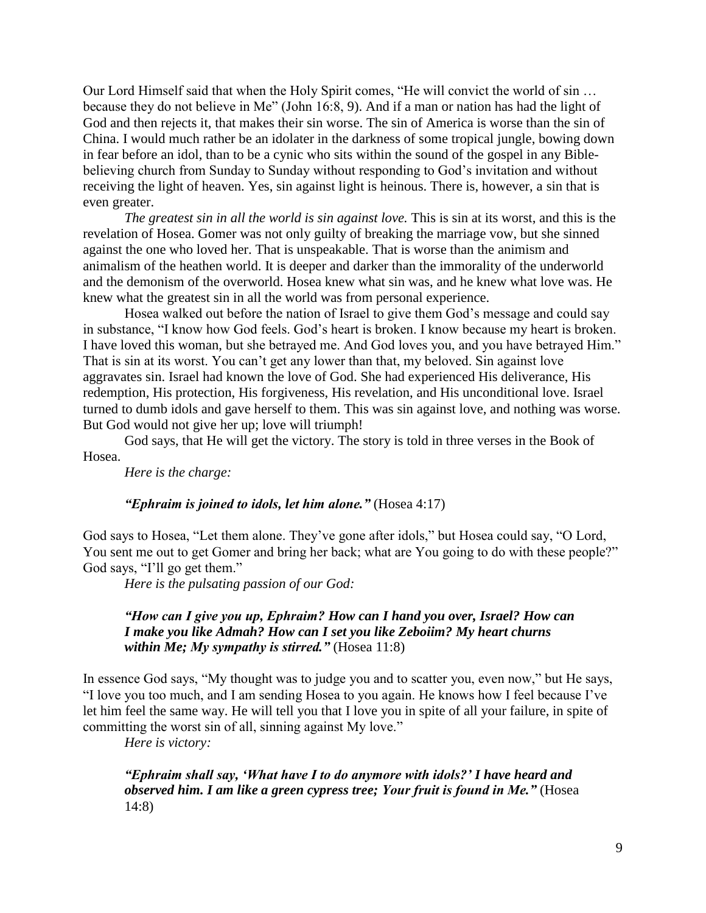Our Lord Himself said that when the Holy Spirit comes, "He will convict the world of sin … because they do not believe in Me" (John 16:8, 9). And if a man or nation has had the light of God and then rejects it, that makes their sin worse. The sin of America is worse than the sin of China. I would much rather be an idolater in the darkness of some tropical jungle, bowing down in fear before an idol, than to be a cynic who sits within the sound of the gospel in any Bible-believing church from Sunday to Sunday without responding to God's invitation and without receiving the light of heaven. Yes, sin against light is heinous. There is, however, a sin that is even greater.

*The greatest sin in all the world is sin against love.* This is sin at its worst, and this is the revelation of Hosea. Gomer was not only guilty of breaking the marriage vow, but she sinned against the one who loved her. That is unspeakable. That is worse than the animism and animalism of the heathen world. It is deeper and darker than the immorality of the underworld and the demonism of the overworld. Hosea knew what sin was, and he knew what love was. He knew what the greatest sin in all the world was from personal experience.

Hosea walked out before the nation of Israel to give them God's message and could say in substance, "I know how God feels. God's heart is broken. I know because my heart is broken. I have loved this woman, but she betrayed me. And God loves you, and you have betrayed Him." That is sin at its worst. You can't get any lower than that, my beloved. Sin against love aggravates sin. Israel had known the love of God. She had experienced His deliverance, His redemption, His protection, His forgiveness, His revelation, and His unconditional love. Israel turned to dumb idols and gave herself to them. This was sin against love, and nothing was worse. But God would not give her up; love will triumph!

God says, that He will get the victory. The story is told in three verses in the Book of Hosea.

*Here is the charge:*

> ***"Ephraim is joined to idols, let him alone."*** (Hosea 4:17)

God says to Hosea, "Let them alone. They've gone after idols," but Hosea could say, "O Lord, You sent me out to get Gomer and bring her back; what are You going to do with these people?" God says, "I'll go get them."

*Here is the pulsating passion of our God:*

> ***"How can I give you up, Ephraim? How can I hand you over, Israel? How can I make you like Admah? How can I set you like Zeboiim? My heart churns within Me; My sympathy is stirred."*** (Hosea 11:8)

In essence God says, "My thought was to judge you and to scatter you, even now," but He says, "I love you too much, and I am sending Hosea to you again. He knows how I feel because I've let him feel the same way. He will tell you that I love you in spite of all your failure, in spite of committing the worst sin of all, sinning against My love."

*Here is victory:*

> ***"Ephraim shall say, 'What have I to do anymore with idols?' I have heard and observed him. I am like a green cypress tree; Your fruit is found in Me."*** (Hosea 14:8)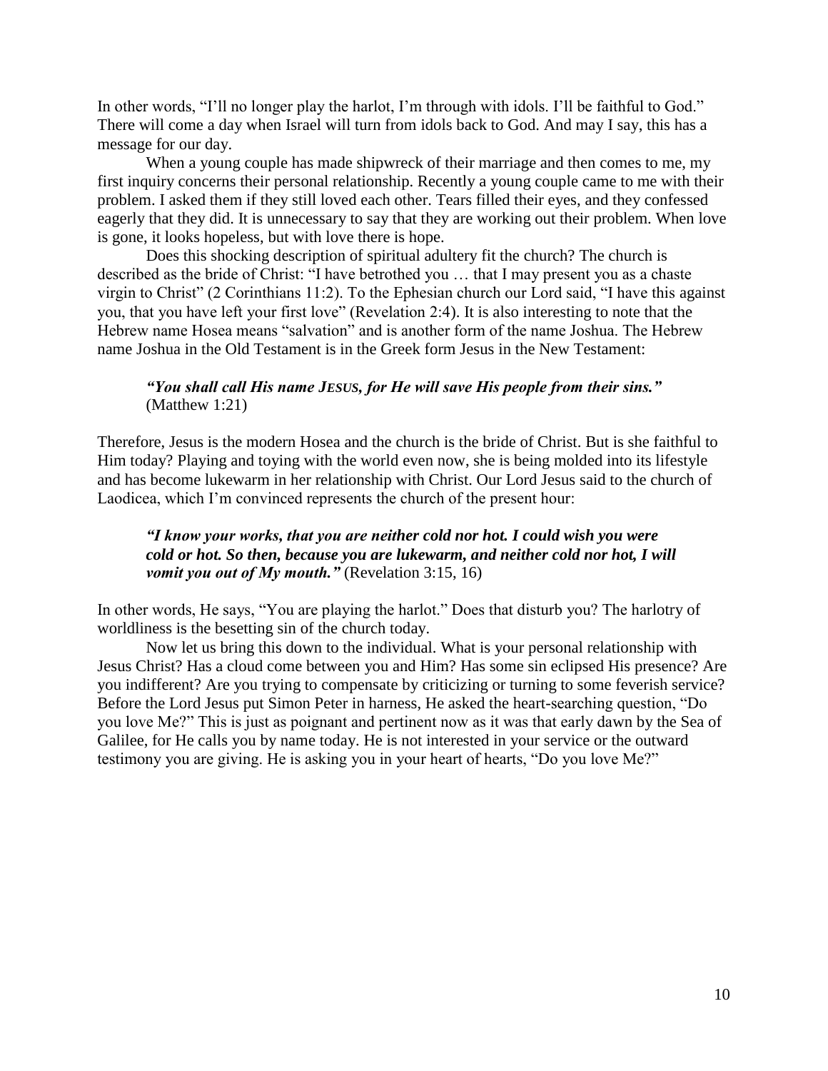In other words, "I'll no longer play the harlot, I'm through with idols. I'll be faithful to God." There will come a day when Israel will turn from idols back to God. And may I say, this has a message for our day.

When a young couple has made shipwreck of their marriage and then comes to me, my first inquiry concerns their personal relationship. Recently a young couple came to me with their problem. I asked them if they still loved each other. Tears filled their eyes, and they confessed eagerly that they did. It is unnecessary to say that they are working out their problem. When love is gone, it looks hopeless, but with love there is hope.

Does this shocking description of spiritual adultery fit the church? The church is described as the bride of Christ: "I have betrothed you … that I may present you as a chaste virgin to Christ" (2 Corinthians 11:2). To the Ephesian church our Lord said, "I have this against you, that you have left your first love" (Revelation 2:4). It is also interesting to note that the Hebrew name Hosea means "salvation" and is another form of the name Joshua. The Hebrew name Joshua in the Old Testament is in the Greek form Jesus in the New Testament:

> ***"You shall call His name JESUS, for He will save His people from their sins."*** (Matthew 1:21)

Therefore, Jesus is the modern Hosea and the church is the bride of Christ. But is she faithful to Him today? Playing and toying with the world even now, she is being molded into its lifestyle and has become lukewarm in her relationship with Christ. Our Lord Jesus said to the church of Laodicea, which I'm convinced represents the church of the present hour:

> ***"I know your works, that you are neither cold nor hot. I could wish you were cold or hot. So then, because you are lukewarm, and neither cold nor hot, I will vomit you out of My mouth."*** (Revelation 3:15, 16)

In other words, He says, "You are playing the harlot." Does that disturb you? The harlotry of worldliness is the besetting sin of the church today.

Now let us bring this down to the individual. What is your personal relationship with Jesus Christ? Has a cloud come between you and Him? Has some sin eclipsed His presence? Are you indifferent? Are you trying to compensate by criticizing or turning to some feverish service? Before the Lord Jesus put Simon Peter in harness, He asked the heart-searching question, "Do you love Me?" This is just as poignant and pertinent now as it was that early dawn by the Sea of Galilee, for He calls you by name today. He is not interested in your service or the outward testimony you are giving. He is asking you in your heart of hearts, "Do you love Me?"